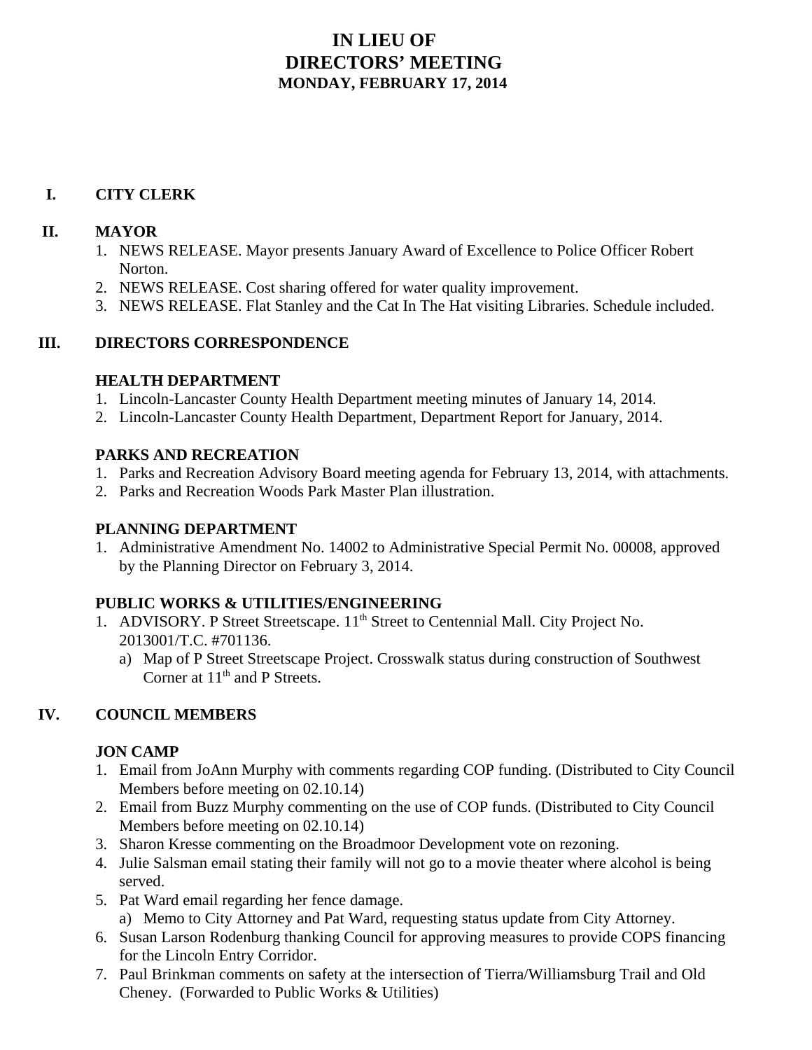# IN LIEU OF
# DIRECTORS' MEETING
### MONDAY, FEBRUARY 17, 2014

## I. CITY CLERK

## II. MAYOR

1. NEWS RELEASE. Mayor presents January Award of Excellence to Police Officer Robert Norton.
2. NEWS RELEASE. Cost sharing offered for water quality improvement.
3. NEWS RELEASE. Flat Stanley and the Cat In The Hat visiting Libraries. Schedule included.

## III. DIRECTORS CORRESPONDENCE

### HEALTH DEPARTMENT

1. Lincoln-Lancaster County Health Department meeting minutes of January 14, 2014.
2. Lincoln-Lancaster County Health Department, Department Report for January, 2014.

### PARKS AND RECREATION

1. Parks and Recreation Advisory Board meeting agenda for February 13, 2014, with attachments.
2. Parks and Recreation Woods Park Master Plan illustration.

### PLANNING DEPARTMENT

1. Administrative Amendment No. 14002 to Administrative Special Permit No. 00008, approved by the Planning Director on February 3, 2014.

### PUBLIC WORKS & UTILITIES/ENGINEERING

1. ADVISORY. P Street Streetscape. 11th Street to Centennial Mall. City Project No. 2013001/T.C. #701136.
   a) Map of P Street Streetscape Project. Crosswalk status during construction of Southwest Corner at 11th and P Streets.

## IV. COUNCIL MEMBERS

### JON CAMP

1. Email from JoAnn Murphy with comments regarding COP funding. (Distributed to City Council Members before meeting on 02.10.14)
2. Email from Buzz Murphy commenting on the use of COP funds. (Distributed to City Council Members before meeting on 02.10.14)
3. Sharon Kresse commenting on the Broadmoor Development vote on rezoning.
4. Julie Salsman email stating their family will not go to a movie theater where alcohol is being served.
5. Pat Ward email regarding her fence damage.
   a) Memo to City Attorney and Pat Ward, requesting status update from City Attorney.
6. Susan Larson Rodenburg thanking Council for approving measures to provide COPS financing for the Lincoln Entry Corridor.
7. Paul Brinkman comments on safety at the intersection of Tierra/Williamsburg Trail and Old Cheney. (Forwarded to Public Works & Utilities)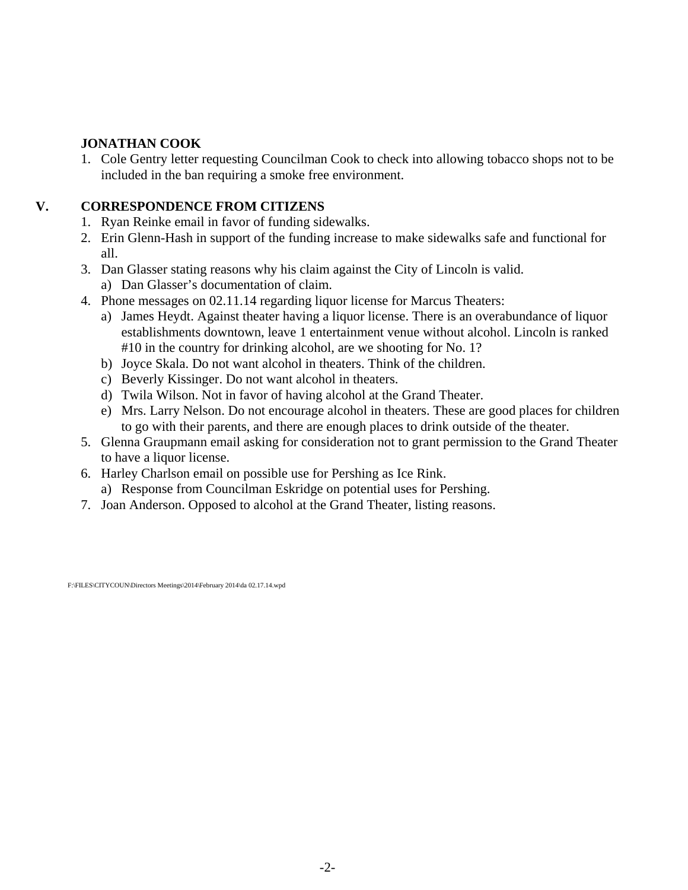**JONATHAN COOK**

1. Cole Gentry letter requesting Councilman Cook to check into allowing tobacco shops not to be included in the ban requiring a smoke free environment.

## V. CORRESPONDENCE FROM CITIZENS

1. Ryan Reinke email in favor of funding sidewalks.
2. Erin Glenn-Hash in support of the funding increase to make sidewalks safe and functional for all.
3. Dan Glasser stating reasons why his claim against the City of Lincoln is valid.
   a) Dan Glasser's documentation of claim.
4. Phone messages on 02.11.14 regarding liquor license for Marcus Theaters:
   a) James Heydt. Against theater having a liquor license. There is an overabundance of liquor establishments downtown, leave 1 entertainment venue without alcohol. Lincoln is ranked #10 in the country for drinking alcohol, are we shooting for No. 1?
   b) Joyce Skala. Do not want alcohol in theaters. Think of the children.
   c) Beverly Kissinger. Do not want alcohol in theaters.
   d) Twila Wilson. Not in favor of having alcohol at the Grand Theater.
   e) Mrs. Larry Nelson. Do not encourage alcohol in theaters. These are good places for children to go with their parents, and there are enough places to drink outside of the theater.
5. Glenna Graupmann email asking for consideration not to grant permission to the Grand Theater to have a liquor license.
6. Harley Charlson email on possible use for Pershing as Ice Rink.
   a) Response from Councilman Eskridge on potential uses for Pershing.
7. Joan Anderson. Opposed to alcohol at the Grand Theater, listing reasons.

F:\FILES\CITYCOUN\Directors Meetings\2014\February 2014\da 02.17.14.wpd